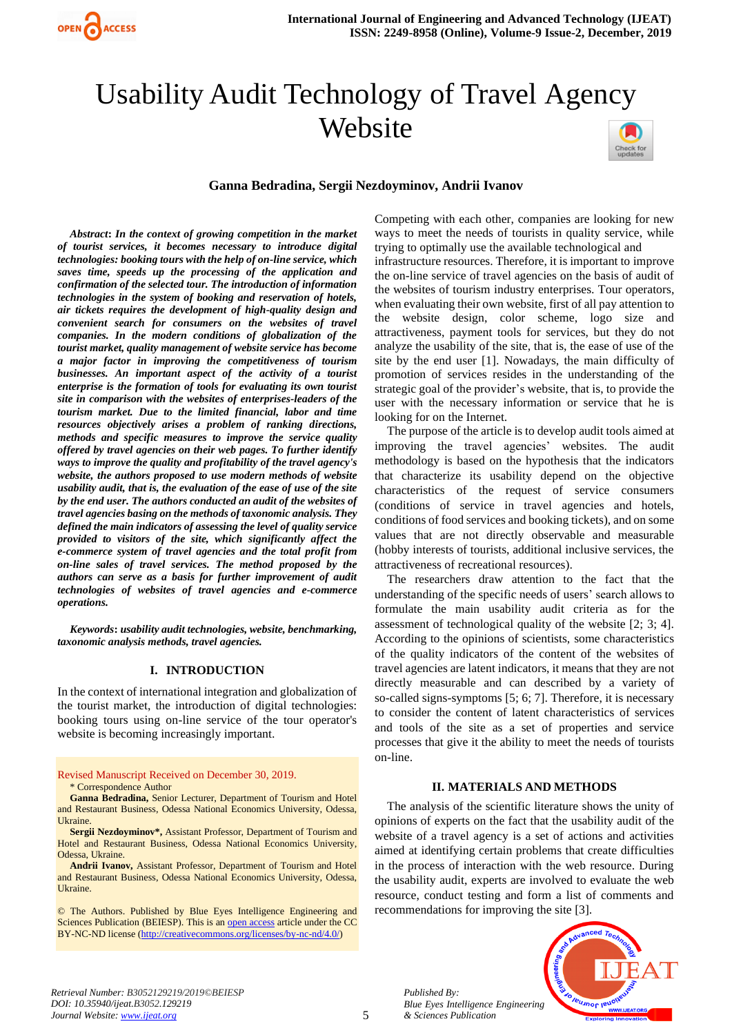# Usability Audit Technology of Travel Agency Website

**Ganna Bedradina, Sergii Nezdoyminov, Andrii Ivanov**

***Abstract*****:** ***In the context of growing competition in the market of tourist services, it becomes necessary to introduce digital technologies: booking tours with the help of on-line service, which saves time, speeds up the processing of the application and confirmation of the selected tour. The introduction of information technologies in the system of booking and reservation of hotels, air tickets requires the development of high-quality design and convenient search for consumers on the websites of travel companies. In the modern conditions of globalization of the tourist market, quality management of website service has become a major factor in improving the competitiveness of tourism businesses. An important aspect of the activity of a tourist enterprise is the formation of tools for evaluating its own tourist site in comparison with the websites of enterprises-leaders of the tourism market. Due to the limited financial, labor and time resources objectively arises a problem of ranking directions, methods and specific measures to improve the service quality offered by travel agencies on their web pages. To further identify ways to improve the quality and profitability of the travel agency's website, the authors proposed to use modern methods of website usability audit, that is, the evaluation of the ease of use of the site by the end user. The authors conducted an audit of the websites of travel agencies basing on the methods of taxonomic analysis. They defined the main indicators of assessing the level of quality service provided to visitors of the site, which significantly affect the e-commerce system of travel agencies and the total profit from on-line sales of travel services. The method proposed by the authors can serve as a basis for further improvement of audit technologies of websites of travel agencies and e-commerce operations.***

***Keywords*****:** ***usability audit technologies, website, benchmarking, taxonomic analysis methods, travel agencies.***

## I. INTRODUCTION

In the context of international integration and globalization of the tourist market, the introduction of digital technologies: booking tours using on-line service of the tour operator's website is becoming increasingly important.

Revised Manuscript Received on December 30, 2019.

\* Correspondence Author

**Ganna Bedradina,** Senior Lecturer, Department of Tourism and Hotel and Restaurant Business, Odessa National Economics University, Odessa, Ukraine.

**Sergii Nezdoyminov\*,** Assistant Professor, Department of Tourism and Hotel and Restaurant Business, Odessa National Economics University, Odessa, Ukraine.

**Andrii Ivanov,** Assistant Professor, Department of Tourism and Hotel and Restaurant Business, Odessa National Economics University, Odessa, Ukraine.

© The Authors. Published by Blue Eyes Intelligence Engineering and Sciences Publication (BEIESP). This is an open access article under the CC BY-NC-ND license (http://creativecommons.org/licenses/by-nc-nd/4.0/)

Competing with each other, companies are looking for new ways to meet the needs of tourists in quality service, while trying to optimally use the available technological and infrastructure resources. Therefore, it is important to improve the on-line service of travel agencies on the basis of audit of the websites of tourism industry enterprises. Tour operators, when evaluating their own website, first of all pay attention to the website design, color scheme, logo size and attractiveness, payment tools for services, but they do not analyze the usability of the site, that is, the ease of use of the site by the end user [1]. Nowadays, the main difficulty of promotion of services resides in the understanding of the strategic goal of the provider's website, that is, to provide the user with the necessary information or service that he is looking for on the Internet.

The purpose of the article is to develop audit tools aimed at improving the travel agencies' websites. The audit methodology is based on the hypothesis that the indicators that characterize its usability depend on the objective characteristics of the request of service consumers (conditions of service in travel agencies and hotels, conditions of food services and booking tickets), and on some values that are not directly observable and measurable (hobby interests of tourists, additional inclusive services, the attractiveness of recreational resources).

The researchers draw attention to the fact that the understanding of the specific needs of users' search allows to formulate the main usability audit criteria as for the assessment of technological quality of the website [2; 3; 4]. According to the opinions of scientists, some characteristics of the quality indicators of the content of the websites of travel agencies are latent indicators, it means that they are not directly measurable and can described by a variety of so-called signs-symptoms [5; 6; 7]. Therefore, it is necessary to consider the content of latent characteristics of services and tools of the site as a set of properties and service processes that give it the ability to meet the needs of tourists on-line.

## II. MATERIALS AND METHODS

The analysis of the scientific literature shows the unity of opinions of experts on the fact that the usability audit of the website of a travel agency is a set of actions and activities aimed at identifying certain problems that create difficulties in the process of interaction with the web resource. During the usability audit, experts are involved to evaluate the web resource, conduct testing and form a list of comments and recommendations for improving the site [3].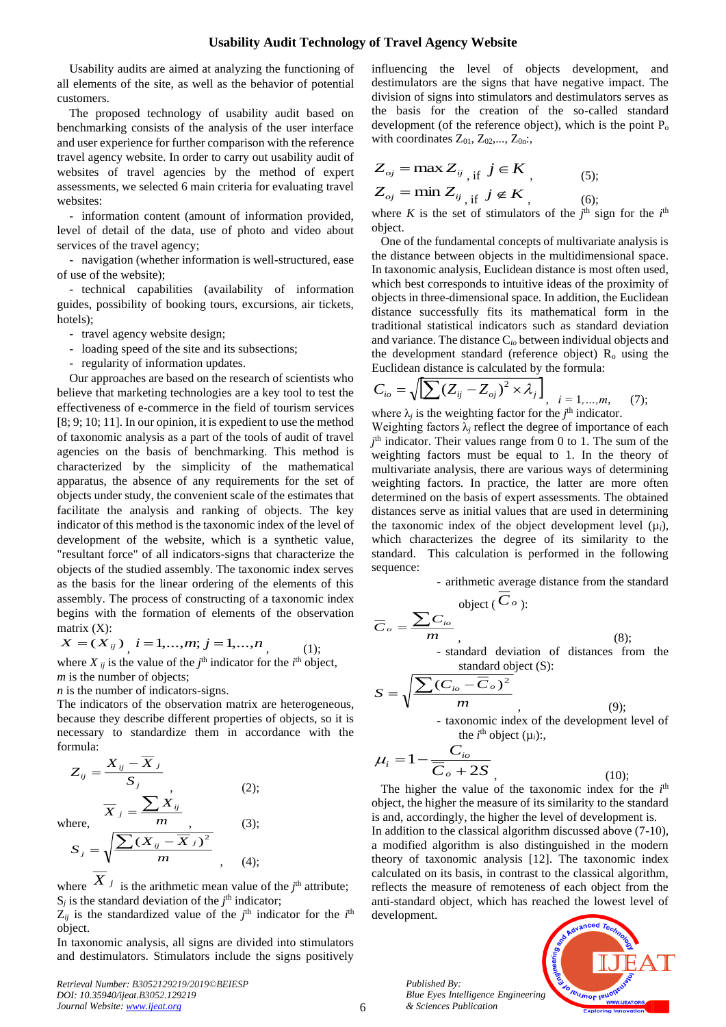Usability audits are aimed at analyzing the functioning of all elements of the site, as well as the behavior of potential customers.

The proposed technology of usability audit based on benchmarking consists of the analysis of the user interface and user experience for further comparison with the reference travel agency website. In order to carry out usability audit of websites of travel agencies by the method of expert assessments, we selected 6 main criteria for evaluating travel websites:

- information content (amount of information provided, level of detail of the data, use of photo and video about services of the travel agency;
- navigation (whether information is well-structured, ease of use of the website);
- technical capabilities (availability of information guides, possibility of booking tours, excursions, air tickets, hotels);
- travel agency website design;
- loading speed of the site and its subsections;
- regularity of information updates.

Our approaches are based on the research of scientists who believe that marketing technologies are a key tool to test the effectiveness of e-commerce in the field of tourism services [8; 9; 10; 11]. In our opinion, it is expedient to use the method of taxonomic analysis as a part of the tools of audit of travel agencies on the basis of benchmarking. This method is characterized by the simplicity of the mathematical apparatus, the absence of any requirements for the set of objects under study, the convenient scale of the estimates that facilitate the analysis and ranking of objects. The key indicator of this method is the taxonomic index of the level of development of the website, which is a synthetic value, "resultant force" of all indicators-signs that characterize the objects of the studied assembly. The taxonomic index serves as the basis for the linear ordering of the elements of this assembly. The process of constructing of a taxonomic index begins with the formation of elements of the observation matrix (X):

$$X = (X_{ij}), \quad i = 1,...,m; \; j = 1,...,n, \qquad (1);$$

where $X_{ij}$ is the value of the $j^{th}$ indicator for the $i^{th}$ object,
$m$ is the number of objects;
$n$ is the number of indicators-signs.

The indicators of the observation matrix are heterogeneous, because they describe different properties of objects, so it is necessary to standardize them in accordance with the formula:

$$Z_{ij} = \frac{X_{ij} - \overline{X}_j}{S_j}, \qquad (2);$$

where,

$$\overline{X}_j = \frac{\sum X_{ij}}{m}, \qquad (3);$$

$$S_j = \sqrt{\frac{\sum (X_{ij} - \overline{X}_j)^2}{m}}, \qquad (4);$$

where $\overline{X}_j$ is the arithmetic mean value of the $j^{th}$ attribute;
$S_j$ is the standard deviation of the $j^{th}$ indicator;
$Z_{ij}$ is the standardized value of the $j^{th}$ indicator for the $i^{th}$ object.

In taxonomic analysis, all signs are divided into stimulators and destimulators. Stimulators include the signs positively influencing the level of objects development, and destimulators are the signs that have negative impact. The division of signs into stimulators and destimulators serves as the basis for the creation of the so-called standard development (of the reference object), which is the point $P_o$ with coordinates $Z_{01}, Z_{02},..., Z_{0n}$:,

$$Z_{oj} = \max Z_{ij}, \text{ if } j \in K, \qquad (5);$$

$$Z_{oj} = \min Z_{ij}, \text{ if } j \notin K, \qquad (6);$$

where $K$ is the set of stimulators of the $j^{th}$ sign for the $i^{th}$ object.

One of the fundamental concepts of multivariate analysis is the distance between objects in the multidimensional space. In taxonomic analysis, Euclidean distance is most often used, which best corresponds to intuitive ideas of the proximity of objects in three-dimensional space. In addition, the Euclidean distance successfully fits its mathematical form in the traditional statistical indicators such as standard deviation and variance. The distance $C_{io}$ between individual objects and the development standard (reference object) $R_o$ using the Euclidean distance is calculated by the formula:

$$C_{io} = \sqrt{\left[\sum (Z_{ij} - Z_{oj})^2 \times \lambda_j\right]}, \quad i = 1,...,m, \qquad (7);$$

where $\lambda_j$ is the weighting factor for the $j^{th}$ indicator.

Weighting factors $\lambda_j$ reflect the degree of importance of each $j^{th}$ indicator. Their values range from 0 to 1. The sum of the weighting factors must be equal to 1. In the theory of multivariate analysis, there are various ways of determining weighting factors. In practice, the latter are more often determined on the basis of expert assessments. The obtained distances serve as initial values that are used in determining the taxonomic index of the object development level ($\mu_i$), which characterizes the degree of its similarity to the standard. This calculation is performed in the following sequence:

- arithmetic average distance from the standard object ($\overline{C}_o$):

$$\overline{C}_o = \frac{\sum C_{io}}{m}, \qquad (8);$$

- standard deviation of distances from the standard object (S):

$$S = \sqrt{\frac{\sum (C_{io} - \overline{C}_o)^2}{m}}, \qquad (9);$$

- taxonomic index of the development level of the $i^{th}$ object ($\mu_i$):,

$$\mu_i = 1 - \frac{C_{io}}{\overline{C}_o + 2S}, \qquad (10);$$

The higher the value of the taxonomic index for the $i^{th}$ object, the higher the measure of its similarity to the standard is and, accordingly, the higher the level of development is.

In addition to the classical algorithm discussed above (7-10), a modified algorithm is also distinguished in the modern theory of taxonomic analysis [12]. The taxonomic index calculated on its basis, in contrast to the classical algorithm, reflects the measure of remoteness of each object from the anti-standard object, which has reached the lowest level of development.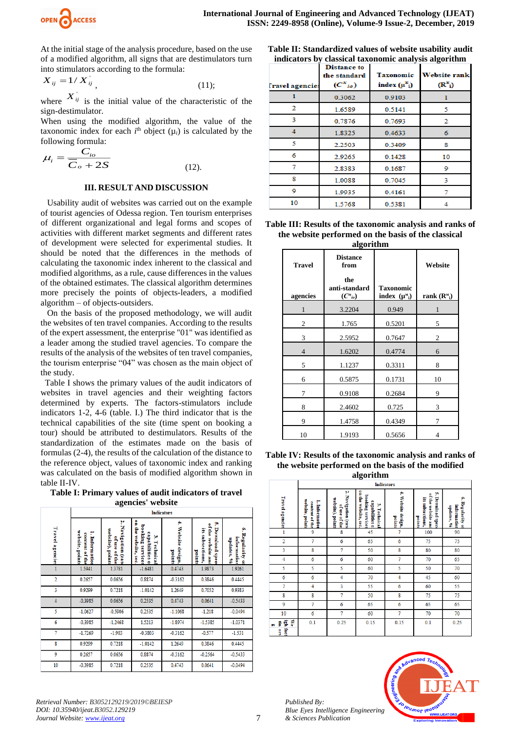At the initial stage of the analysis procedure, based on the use of a modified algorithm, all signs that are destimulators turn into stimulators according to the formula:

$$X_{ij} = 1/X_{ij}^{'}, \qquad (11);$$

where $X_{ij}^{'}$ is the initial value of the characteristic of the sign-destimulator.

When using the modified algorithm, the value of the taxonomic index for each $i^{th}$ object ($\mu_i$) is calculated by the following formula:

$$\mu_i = \frac{C_{io}}{C_o + 2S} \qquad (12).$$

### III. RESULT AND DISCUSSION

Usability audit of websites was carried out on the example of tourist agencies of Odessa region. Ten tourism enterprises of different organizational and legal forms and scopes of activities with different market segments and different rates of development were selected for experimental studies. It should be noted that the differences in the methods of calculating the taxonomic index inherent to the classical and modified algorithms, as a rule, cause differences in the values of the obtained estimates. The classical algorithm determines more precisely the points of objects-leaders, a modified algorithm – of objects-outsiders.

On the basis of the proposed methodology, we will audit the websites of ten travel companies. According to the results of the expert assessment, the enterprise "01" was identified as a leader among the studied travel agencies. To compare the results of the analysis of the websites of ten travel companies, the tourism enterprise "04" was chosen as the main object of the study.

Table I shows the primary values of the audit indicators of websites in travel agencies and their weighting factors determined by experts. The factors-stimulators include indicators 1-2, 4-6 (table. I.) The third indicator that is the technical capabilities of the site (time spent on booking a tour) should be attributed to destimulators. Results of the standardization of the estimates made on the basis of formulas (2-4), the results of the calculation of the distance to the reference object, values of taxonomic index and ranking was calculated on the basis of modified algorithm shown in table II-IV.

**Table I: Primary values of audit indicators of travel agencies' website**

| Travel agencies | Indicators | | | | | |
|---|---|---|---|---|---|---|
| | 1. Information content of the website, points | 2. Navigation (ease of use of the website), points | 3. Technical capabilities of booking services on the website, sec | 4. Website design, points | 5. Download speed of the website and its subsections, points | 6. Regularity of information updates, % |
| 1 | 1.5941 | 1.3781 | -1.6481 | 0.4743 | 1.9873 | 1.9261 |
| 2 | 0.2657 | 0.0656 | 0.8874 | -0.3162 | 0.3846 | 0.4445 |
| 3 | 0.9299 | 0.7218 | -1.0142 | 1.2649 | 0.7052 | 0.9383 |
| 4 | -0.3985 | 0.0656 | 0.2535 | 0.4743 | 0.0641 | -0.5433 |
| 5 | -1.0627 | -0.5906 | 0.2535 | -1.1068 | -1.218 | -0.0494 |
| 6 | -0.3985 | -1.2468 | 1.5213 | -1.8974 | -1.5385 | -1.0371 |
| 7 | -1.7269 | -1.903 | -0.3803 | -0.3162 | -0.577 | -1.531 |
| 8 | 0.9299 | 0.7218 | -1.0142 | 1.2649 | 0.3846 | 0.4445 |
| 9 | 0.2657 | 0.0656 | 0.8874 | -0.3162 | -0.2564 | -0.5433 |
| 10 | -0.3985 | 0.7218 | 0.2535 | 0.4743 | 0.0641 | -0.0494 |

**Table II: Standardized values of website usability audit indicators by classical taxonomic analysis algorithm**

| Travel agencies | Distance to the standard ($C^{K}_{io}$) | Taxonomic index ($\mu^{K}_{i}$) | Website rank ($R^{K}_{i}$) |
|---|---|---|---|
| 1 | 0.3062 | 0.9103 | 1 |
| 2 | 1.6589 | 0.5141 | 5 |
| 3 | 0.7876 | 0.7693 | 2 |
| 4 | 1.8325 | 0.4633 | 6 |
| 5 | 2.2503 | 0.3409 | 8 |
| 6 | 2.9265 | 0.1428 | 10 |
| 7 | 2.8383 | 0.1687 | 9 |
| 8 | 1.0088 | 0.7045 | 3 |
| 9 | 1.9935 | 0.4161 | 7 |
| 10 | 1.5768 | 0.5381 | 4 |

**Table III: Results of the taxonomic analysis and ranks of the website performed on the basis of the classical algorithm**

| Travel agencies | Distance from the anti-standard ($C^{M}_{io}$) | Taxonomic index ($\mu^{M}_{i}$) | Website rank ($R^{M}_{i}$) |
|---|---|---|---|
| 1 | 3.2204 | 0.949 | 1 |
| 2 | 1.765 | 0.5201 | 5 |
| 3 | 2.5952 | 0.7647 | 2 |
| 4 | 1.6202 | 0.4774 | 6 |
| 5 | 1.1237 | 0.3311 | 8 |
| 6 | 0.5875 | 0.1731 | 10 |
| 7 | 0.9108 | 0.2684 | 9 |
| 8 | 2.4602 | 0.725 | 3 |
| 9 | 1.4758 | 0.4349 | 7 |
| 10 | 1.9193 | 0.5656 | 4 |

**Table IV: Results of the taxonomic analysis and ranks of the website performed on the basis of the modified algorithm**

| Travel agencies | Indicators | | | | | |
|---|---|---|---|---|---|---|
| | 1. Information content of the website, points | 2. Navigation (ease of use of the website), points | 3. Technical capabilities of booking services on the website, sec | 4. Website design, points | 5. Download speed of the website and its subsections, points | 6. Regularity of information updates, % |
| 1 | 9 | 8 | 45 | 7 | 100 | 90 |
| 2 | 7 | 6 | 65 | 6 | 75 | 75 |
| 3 | 8 | 7 | 50 | 8 | 80 | 80 |
| 4 | 6 | 6 | 60 | 7 | 70 | 65 |
| 5 | 5 | 5 | 60 | 5 | 50 | 70 |
| 6 | 6 | 4 | 70 | 4 | 45 | 60 |
| 7 | 4 | 3 | 55 | 6 | 60 | 55 |
| 8 | 8 | 7 | 50 | 8 | 75 | 75 |
| 9 | 7 | 6 | 65 | 6 | 65 | 65 |
| 10 | 6 | 7 | 60 | 7 | 70 | 70 |
| Weight factors | 0.1 | 0.25 | 0.15 | 0.15 | 0.1 | 0.25 |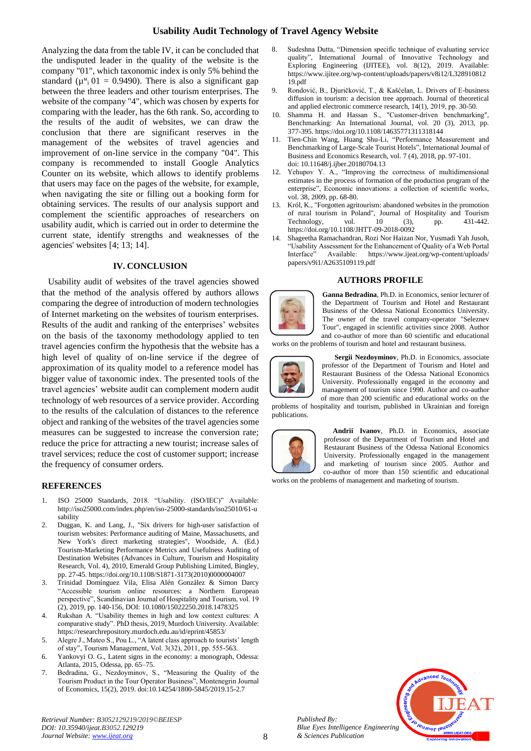Analyzing the data from the table IV, it can be concluded that the undisputed leader in the quality of the website is the company "01", which taxonomic index is only 5% behind the standard ($\mu^{M}_{i}\,01 = 0.9490$). There is also a significant gap between the three leaders and other tourism enterprises. The website of the company "4", which was chosen by experts for comparing with the leader, has the 6th rank. So, according to the results of the audit of websites, we can draw the conclusion that there are significant reserves in the management of the websites of travel agencies and improvement of on-line service in the company "04". This company is recommended to install Google Analytics Counter on its website, which allows to identify problems that users may face on the pages of the website, for example, when navigating the site or filling out a booking form for obtaining services. The results of our analysis support and complement the scientific approaches of researchers on usability audit, which is carried out in order to determine the current state, identify strengths and weaknesses of the agencies' websites [4; 13; 14].

## IV. CONCLUSION

Usability audit of websites of the travel agencies showed that the method of the analysis offered by authors allows comparing the degree of introduction of modern technologies of Internet marketing on the websites of tourism enterprises. Results of the audit and ranking of the enterprises' websites on the basis of the taxonomy methodology applied to ten travel agencies confirm the hypothesis that the website has a high level of quality of on-line service if the degree of approximation of its quality model to a reference model has bigger value of taxonomic index. The presented tools of the travel agencies' website audit can complement modern audit technology of web resources of a service provider. According to the results of the calculation of distances to the reference object and ranking of the websites of the travel agencies some measures can be suggested to increase the conversion rate; reduce the price for attracting a new tourist; increase sales of travel services; reduce the cost of customer support; increase the frequency of consumer orders.

## REFERENCES

1. ISO 25000 Standards, 2018. "Usability. (ISO/IEC)" Available: http://iso25000.com/index.php/en/iso-25000-standards/iso25010/61-usability
2. Duggan, K. and Lang, J., "Six drivers for high-user satisfaction of tourism websites: Performance auditing of Maine, Massachusetts, and New York's direct marketing strategies", Woodside, A. (Ed.) Tourism-Marketing Performance Metrics and Usefulness Auditing of Destination Websites (Advances in Culture, Tourism and Hospitality Research, Vol. 4), 2010, Emerald Group Publishing Limited, Bingley, pp. 27-45. https://doi.org/10.1108/S1871-3173(2010)0000004007
3. Trinidad Domínguez Vila, Elisa Alén González & Simon Darcy "Accessible tourism online resources: a Northern European perspective", Scandinavian Journal of Hospitality and Tourism, vol. 19 (2), 2019, pp. 140-156, DOI: 10.1080/15022250.2018.1478325
4. Rukshan A. "Usability themes in high and low context cultures: A comparative study". PhD thesis, 2019, Murdoch University. Available: https://researchrepository.murdoch.edu.au/id/eprint/45853/
5. Alegre J., Mateo S., Pou L., "A latent class approach to tourists' length of stay", Tourism Management, Vol. 3(32), 2011, pp. 555-563.
6. Yankovyi O. G., Latent signs in the economy: a monograph, Odessa: Atlanta, 2015, Odessa, pp. 65–75.
7. Bedradina, G., Nezdoyminov, S., "Measuring the Quality of the Tourism Product in the Tour Operator Business", Montenegrin Journal of Economics, 15(2), 2019. doi:10.14254/1800-5845/2019.15-2.7
8. Sudeshna Dutta, "Dimension specific technique of evaluating service quality", International Journal of Innovative Technology and Exploring Engineering (IJITEE), vol. 8(12), 2019. Available: https://www.ijitee.org/wp-content/uploads/papers/v8i12/L32891081219.pdf
9. Rondović, B., Djuričković, T., & Kašćelan, L. Drivers of E-business diffusion in tourism: a decision tree approach. Journal of theoretical and applied electronic commerce research, 14(1), 2019, pp. 30-50.
10. Shamma H. and Hassan S., "Customer-driven benchmarking", Benchmarking: An International Journal, vol. 20 (3), 2013, pp. 377-395. https://doi.org/10.1108/14635771311318144
11. Tien-Chin Wang, Huang Shu-Li, "Performance Measurement and Benchmarking of Large-Scale Tourist Hotels", International Journal of Business and Economics Research, vol. 7 (4), 2018, pp. 97-101. doi: 10.11648/j.ijber.20180704.13
12. Yehupov Y. A., "Improving the correctness of multidimensional estimates in the process of formation of the production program of the enterprise", Economic innovations: a collection of scientific works, vol. 38, 2009, pp. 68-80.
13. Król, K., "Forgotten agritourism: abandoned websites in the promotion of rural tourism in Poland", Journal of Hospitality and Tourism Technology, vol. 10 (3), pp. 431-442. https://doi.org/10.1108/JHTT-09-2018-0092
14. Shageetha Ramachandran, Rozi Nor Haizan Nor, Yusmadi Yah Jusoh, "Usability Assessment for the Enhancement of Quality of a Web Portal Interface" Available: https://www.ijeat.org/wp-content/uploads/papers/v9i1/A2635109119.pdf

## AUTHORS PROFILE

**Ganna Bedradina**, Ph.D. in Economics, senior lecturer of the Department of Tourism and Hotel and Restaurant Business of the Odessa National Economics University. The owner of the travel company-operator "Seleznev Tour", engaged in scientific activities since 2008. Author and co-author of more than 60 scientific and educational works on the problems of tourism and hotel and restaurant business.

**Sergii Nezdoyminov**, Ph.D. in Economics, associate professor of the Department of Tourism and Hotel and Restaurant Business of the Odessa National Economics University. Professionally engaged in the economy and management of tourism since 1990. Author and co-author of more than 200 scientific and educational works on the problems of hospitality and tourism, published in Ukrainian and foreign publications.

**Andrii Ivanov**, Ph.D. in Economics, associate professor of the Department of Tourism and Hotel and Restaurant Business of the Odessa National Economics University. Professionally engaged in the management and marketing of tourism since 2005. Author and co-author of more than 150 scientific and educational works on the problems of management and marketing of tourism.